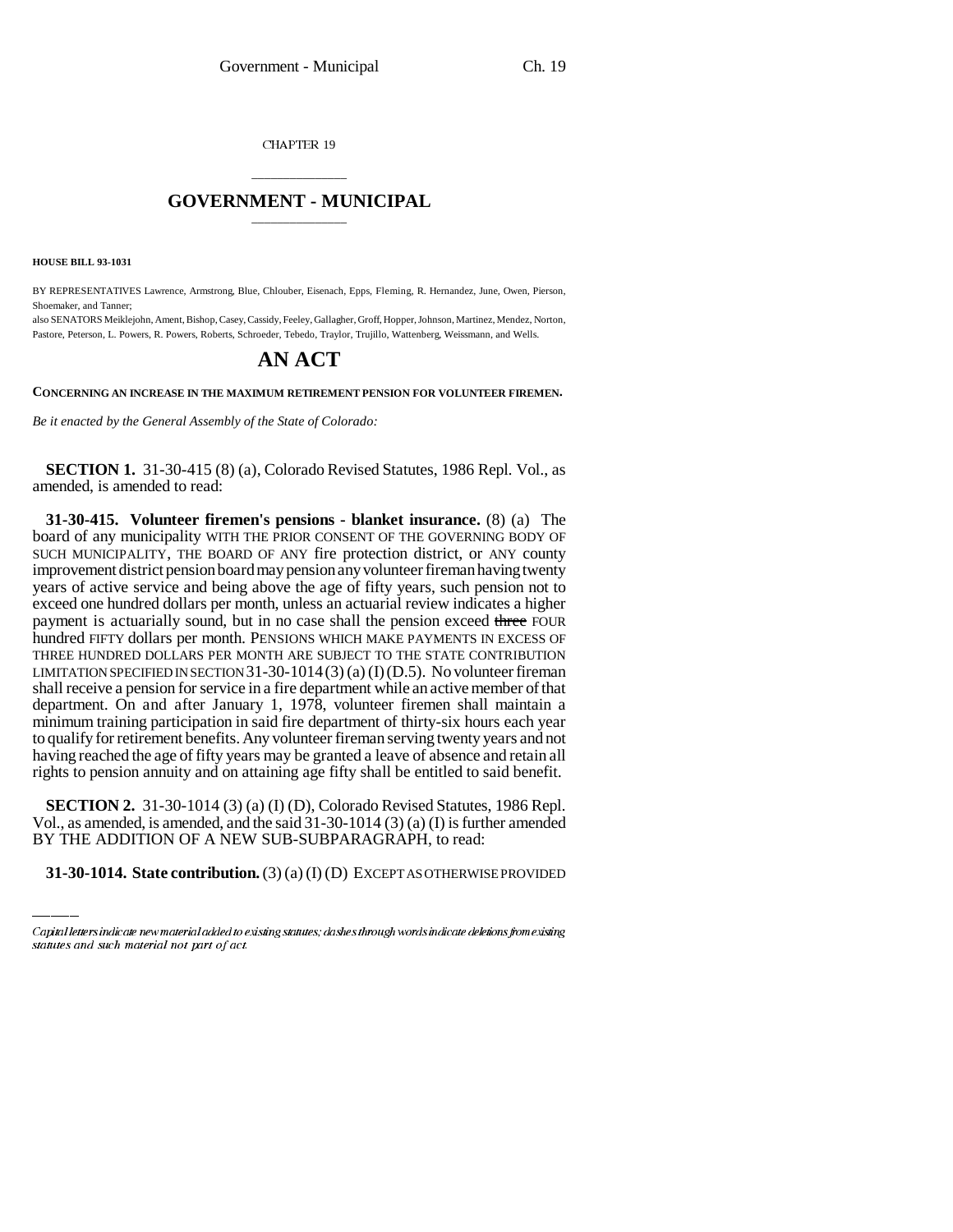CHAPTER 19

# GOVERNMENT - MUNICIPAL

**HOUSE BILL 93-1031**

BY REPRESENTATIVES Lawrence, Armstrong, Blue, Chlouber, Eisenach, Epps, Fleming, R. Hernandez, June, Owen, Pierson, Shoemaker, and Tanner;

also SENATORS Meiklejohn, Ament, Bishop, Casey, Cassidy, Feeley, Gallagher, Groff, Hopper, Johnson, Martinez, Mendez, Norton, Pastore, Peterson, L. Powers, R. Powers, Roberts, Schroeder, Tebedo, Traylor, Trujillo, Wattenberg, Weissmann, and Wells.

# AN ACT

**CONCERNING AN INCREASE IN THE MAXIMUM RETIREMENT PENSION FOR VOLUNTEER FIREMEN.**

*Be it enacted by the General Assembly of the State of Colorado:*

**SECTION 1.** 31-30-415 (8) (a), Colorado Revised Statutes, 1986 Repl. Vol., as amended, is amended to read:

**31-30-415. Volunteer firemen's pensions - blanket insurance.** (8) (a) The board of any municipality WITH THE PRIOR CONSENT OF THE GOVERNING BODY OF SUCH MUNICIPALITY, THE BOARD OF ANY fire protection district, or ANY county improvement district pension board may pension any volunteer fireman having twenty years of active service and being above the age of fifty years, such pension not to exceed one hundred dollars per month, unless an actuarial review indicates a higher payment is actuarially sound, but in no case shall the pension exceed ~~three~~ FOUR hundred FIFTY dollars per month. PENSIONS WHICH MAKE PAYMENTS IN EXCESS OF THREE HUNDRED DOLLARS PER MONTH ARE SUBJECT TO THE STATE CONTRIBUTION LIMITATION SPECIFIED IN SECTION 31-30-1014 (3) (a) (I) (D.5). No volunteer fireman shall receive a pension for service in a fire department while an active member of that department. On and after January 1, 1978, volunteer firemen shall maintain a minimum training participation in said fire department of thirty-six hours each year to qualify for retirement benefits. Any volunteer fireman serving twenty years and not having reached the age of fifty years may be granted a leave of absence and retain all rights to pension annuity and on attaining age fifty shall be entitled to said benefit.

**SECTION 2.** 31-30-1014 (3) (a) (I) (D), Colorado Revised Statutes, 1986 Repl. Vol., as amended, is amended, and the said 31-30-1014 (3) (a) (I) is further amended BY THE ADDITION OF A NEW SUB-SUBPARAGRAPH, to read:

**31-30-1014. State contribution.** (3) (a) (I) (D) EXCEPT AS OTHERWISE PROVIDED

Capital letters indicate new material added to existing statutes; dashes through words indicate deletions from existing statutes and such material not part of act.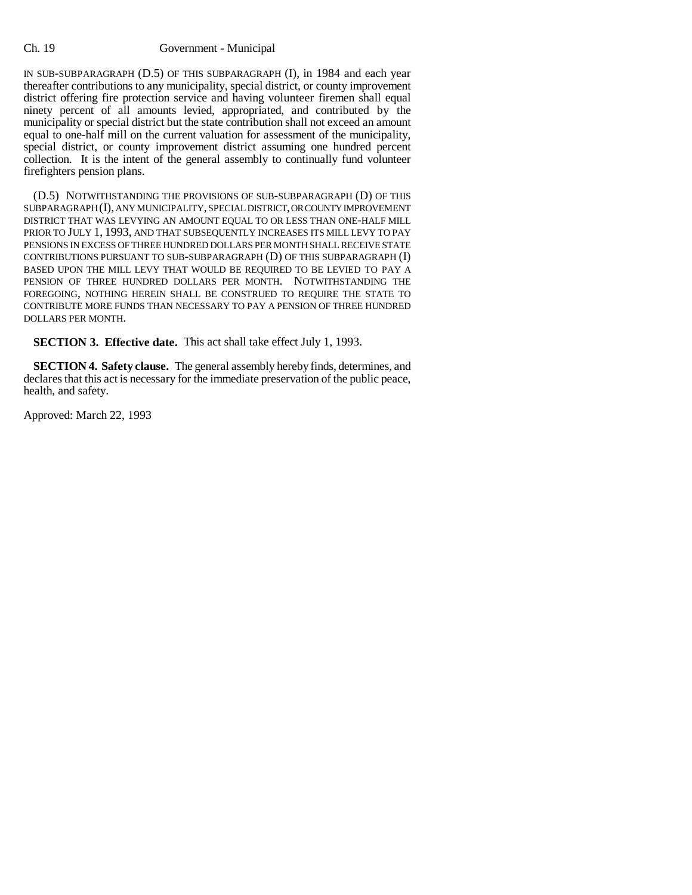IN SUB-SUBPARAGRAPH (D.5) OF THIS SUBPARAGRAPH (I), in 1984 and each year thereafter contributions to any municipality, special district, or county improvement district offering fire protection service and having volunteer firemen shall equal ninety percent of all amounts levied, appropriated, and contributed by the municipality or special district but the state contribution shall not exceed an amount equal to one-half mill on the current valuation for assessment of the municipality, special district, or county improvement district assuming one hundred percent collection. It is the intent of the general assembly to continually fund volunteer firefighters pension plans.

(D.5) NOTWITHSTANDING THE PROVISIONS OF SUB-SUBPARAGRAPH (D) OF THIS SUBPARAGRAPH (I), ANY MUNICIPALITY, SPECIAL DISTRICT, OR COUNTY IMPROVEMENT DISTRICT THAT WAS LEVYING AN AMOUNT EQUAL TO OR LESS THAN ONE-HALF MILL PRIOR TO JULY 1, 1993, AND THAT SUBSEQUENTLY INCREASES ITS MILL LEVY TO PAY PENSIONS IN EXCESS OF THREE HUNDRED DOLLARS PER MONTH SHALL RECEIVE STATE CONTRIBUTIONS PURSUANT TO SUB-SUBPARAGRAPH (D) OF THIS SUBPARAGRAPH (I) BASED UPON THE MILL LEVY THAT WOULD BE REQUIRED TO BE LEVIED TO PAY A PENSION OF THREE HUNDRED DOLLARS PER MONTH. NOTWITHSTANDING THE FOREGOING, NOTHING HEREIN SHALL BE CONSTRUED TO REQUIRE THE STATE TO CONTRIBUTE MORE FUNDS THAN NECESSARY TO PAY A PENSION OF THREE HUNDRED DOLLARS PER MONTH.

**SECTION 3. Effective date.** This act shall take effect July 1, 1993.

**SECTION 4. Safety clause.** The general assembly hereby finds, determines, and declares that this act is necessary for the immediate preservation of the public peace, health, and safety.

Approved: March 22, 1993